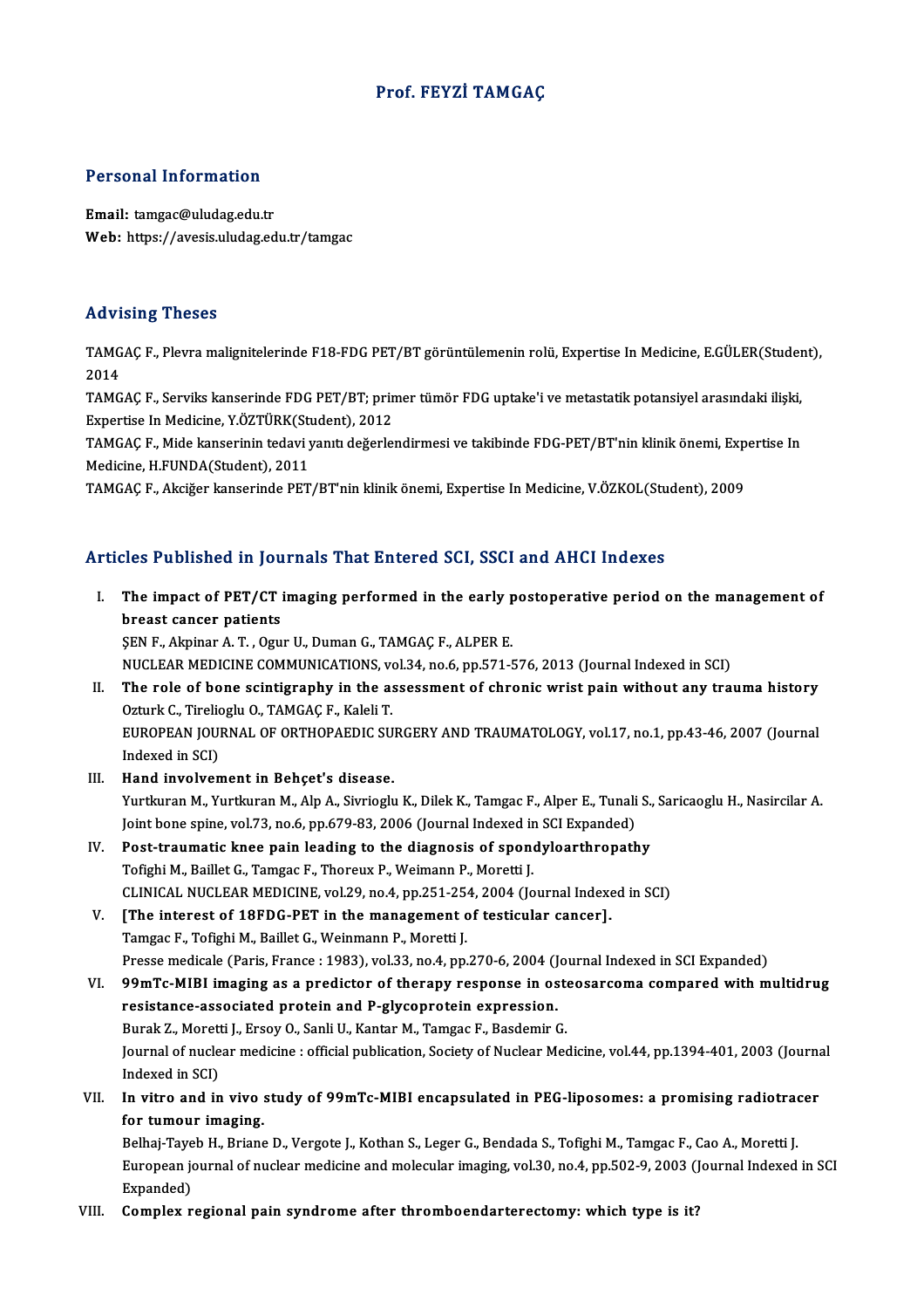# Prof. FEYZİ TAMGAÇ

## Personal Information

**Email:** tamgac@uludag.edu.tr
**Web:** https://avesis.uludag.edu.tr/tamgac

## Advising Theses

TAMGAÇ F., Plevra malignitelerinde F18-FDG PET/BT görüntülemenin rolü, Expertise In Medicine, E.GÜLER(Student), 2014

TAMGAÇ F., Serviks kanserinde FDG PET/BT; primer tümör FDG uptake'i ve metastatik potansiyel arasındaki ilişki, Expertise In Medicine, Y.ÖZTÜRK(Student), 2012

TAMGAÇ F., Mide kanserinin tedavi yanıtı değerlendirmesi ve takibinde FDG-PET/BT'nin klinik önemi, Expertise In Medicine, H.FUNDA(Student), 2011

TAMGAÇ F., Akciğer kanserinde PET/BT'nin klinik önemi, Expertise In Medicine, V.ÖZKOL(Student), 2009

## Articles Published in Journals That Entered SCI, SSCI and AHCI Indexes

I. **The impact of PET/CT imaging performed in the early postoperative period on the management of breast cancer patients**
ŞEN F., Akpinar A. T. , Ogur U., Duman G., TAMGAÇ F., ALPER E.
NUCLEAR MEDICINE COMMUNICATIONS, vol.34, no.6, pp.571-576, 2013 (Journal Indexed in SCI)

II. **The role of bone scintigraphy in the assessment of chronic wrist pain without any trauma history**
Ozturk C., Tirelioglu O., TAMGAÇ F., Kaleli T.
EUROPEAN JOURNAL OF ORTHOPAEDIC SURGERY AND TRAUMATOLOGY, vol.17, no.1, pp.43-46, 2007 (Journal Indexed in SCI)

III. **Hand involvement in Behçet's disease.**
Yurtkuran M., Yurtkuran M., Alp A., Sivrioglu K., Dilek K., Tamgac F., Alper E., Tunali S., Saricaoglu H., Nasircilar A.
Joint bone spine, vol.73, no.6, pp.679-83, 2006 (Journal Indexed in SCI Expanded)

IV. **Post-traumatic knee pain leading to the diagnosis of spondyloarthropathy**
Tofighi M., Baillet G., Tamgac F., Thoreux P., Weimann P., Moretti J.
CLINICAL NUCLEAR MEDICINE, vol.29, no.4, pp.251-254, 2004 (Journal Indexed in SCI)

V. **[The interest of 18FDG-PET in the management of testicular cancer].**
Tamgac F., Tofighi M., Baillet G., Weinmann P., Moretti J.
Presse medicale (Paris, France : 1983), vol.33, no.4, pp.270-6, 2004 (Journal Indexed in SCI Expanded)

VI. **99mTc-MIBI imaging as a predictor of therapy response in osteosarcoma compared with multidrug resistance-associated protein and P-glycoprotein expression.**
Burak Z., Moretti J., Ersoy O., Sanli U., Kantar M., Tamgac F., Basdemir G.
Journal of nuclear medicine : official publication, Society of Nuclear Medicine, vol.44, pp.1394-401, 2003 (Journal Indexed in SCI)

VII. **In vitro and in vivo study of 99mTc-MIBI encapsulated in PEG-liposomes: a promising radiotracer for tumour imaging.**
Belhaj-Tayeb H., Briane D., Vergote J., Kothan S., Leger G., Bendada S., Tofighi M., Tamgac F., Cao A., Moretti J.
European journal of nuclear medicine and molecular imaging, vol.30, no.4, pp.502-9, 2003 (Journal Indexed in SCI Expanded)

VIII. **Complex regional pain syndrome after thromboendarterectomy: which type is it?**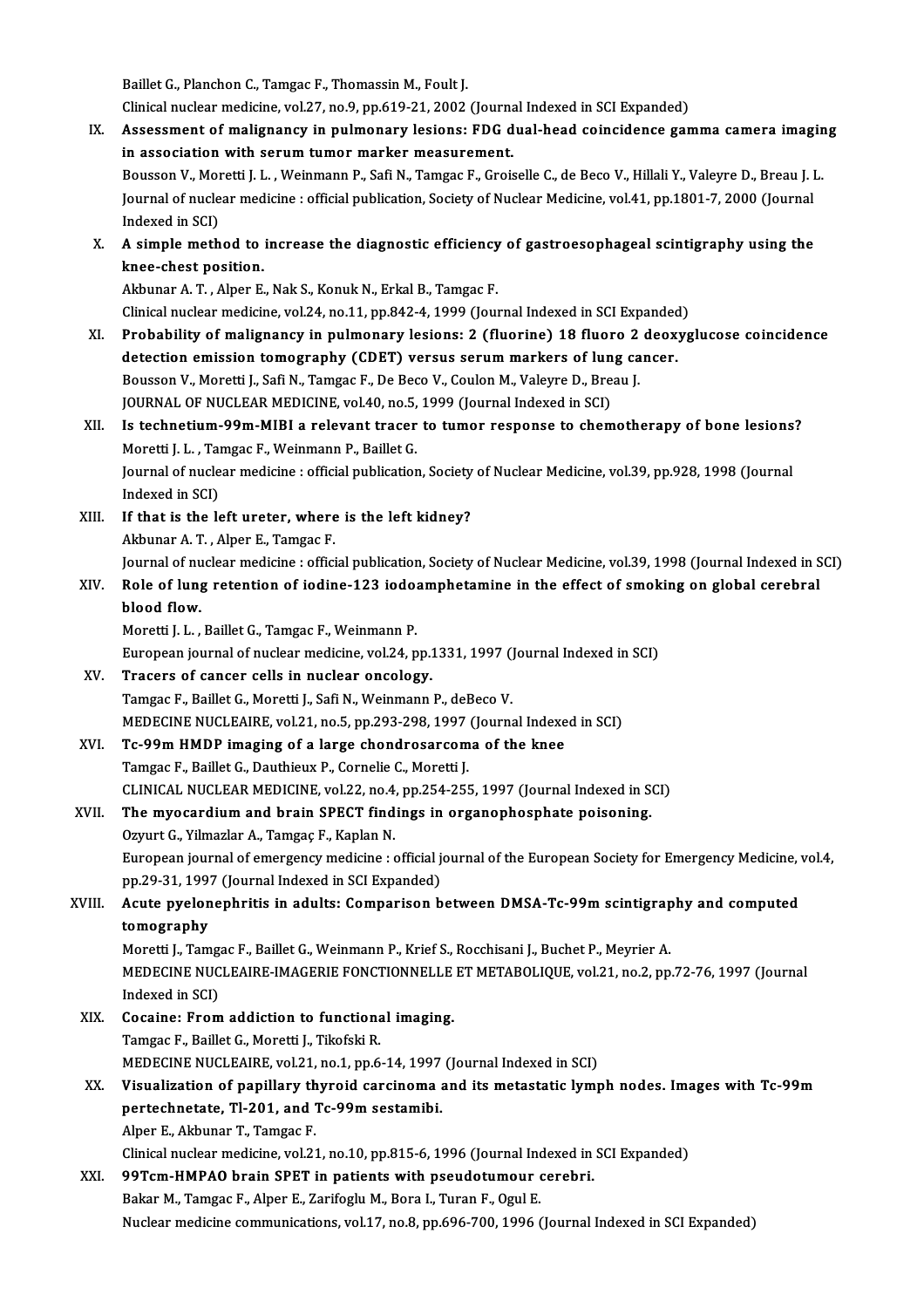Baillet G., Planchon C., Tamgac F., Thomassin M., Foult J.
Clinical nuclear medicine, vol.27, no.9, pp.619-21, 2002 (Journal Indexed in SCI Expanded)

IX. **Assessment of malignancy in pulmonary lesions: FDG dual-head coincidence gamma camera imaging in association with serum tumor marker measurement.**
Bousson V., Moretti J. L. , Weinmann P., Safi N., Tamgac F., Groiselle C., de Beco V., Hillali Y., Valeyre D., Breau J. L.
Journal of nuclear medicine : official publication, Society of Nuclear Medicine, vol.41, pp.1801-7, 2000 (Journal Indexed in SCI)

X. **A simple method to increase the diagnostic efficiency of gastroesophageal scintigraphy using the knee-chest position.**
Akbunar A. T. , Alper E., Nak S., Konuk N., Erkal B., Tamgac F.
Clinical nuclear medicine, vol.24, no.11, pp.842-4, 1999 (Journal Indexed in SCI Expanded)

XI. **Probability of malignancy in pulmonary lesions: 2 (fluorine) 18 fluoro 2 deoxyglucose coincidence detection emission tomography (CDET) versus serum markers of lung cancer.**
Bousson V., Moretti J., Safi N., Tamgac F., De Beco V., Coulon M., Valeyre D., Breau J.
JOURNAL OF NUCLEAR MEDICINE, vol.40, no.5, 1999 (Journal Indexed in SCI)

XII. **Is technetium-99m-MIBI a relevant tracer to tumor response to chemotherapy of bone lesions?**
Moretti J. L. , Tamgac F., Weinmann P., Baillet G.
Journal of nuclear medicine : official publication, Society of Nuclear Medicine, vol.39, pp.928, 1998 (Journal Indexed in SCI)

XIII. **If that is the left ureter, where is the left kidney?**
Akbunar A. T. , Alper E., Tamgac F.
Journal of nuclear medicine : official publication, Society of Nuclear Medicine, vol.39, 1998 (Journal Indexed in SCI)

XIV. **Role of lung retention of iodine-123 iodoamphetamine in the effect of smoking on global cerebral blood flow.**
Moretti J. L. , Baillet G., Tamgac F., Weinmann P.
European journal of nuclear medicine, vol.24, pp.1331, 1997 (Journal Indexed in SCI)

XV. **Tracers of cancer cells in nuclear oncology.**
Tamgac F., Baillet G., Moretti J., Safi N., Weinmann P., deBeco V.
MEDECINE NUCLEAIRE, vol.21, no.5, pp.293-298, 1997 (Journal Indexed in SCI)

XVI. **Tc-99m HMDP imaging of a large chondrosarcoma of the knee**
Tamgac F., Baillet G., Dauthieux P., Cornelie C., Moretti J.
CLINICAL NUCLEAR MEDICINE, vol.22, no.4, pp.254-255, 1997 (Journal Indexed in SCI)

XVII. **The myocardium and brain SPECT findings in organophosphate poisoning.**
Ozyurt G., Yilmazlar A., Tamgaç F., Kaplan N.
European journal of emergency medicine : official journal of the European Society for Emergency Medicine, vol.4, pp.29-31, 1997 (Journal Indexed in SCI Expanded)

XVIII. **Acute pyelonephritis in adults: Comparison between DMSA-Tc-99m scintigraphy and computed tomography**
Moretti J., Tamgac F., Baillet G., Weinmann P., Krief S., Rocchisani J., Buchet P., Meyrier A.
MEDECINE NUCLEAIRE-IMAGERIE FONCTIONNELLE ET METABOLIQUE, vol.21, no.2, pp.72-76, 1997 (Journal Indexed in SCI)

XIX. **Cocaine: From addiction to functional imaging.**
Tamgac F., Baillet G., Moretti J., Tikofski R.
MEDECINE NUCLEAIRE, vol.21, no.1, pp.6-14, 1997 (Journal Indexed in SCI)

XX. **Visualization of papillary thyroid carcinoma and its metastatic lymph nodes. Images with Tc-99m pertechnetate, Tl-201, and Tc-99m sestamibi.**
Alper E., Akbunar T., Tamgac F.
Clinical nuclear medicine, vol.21, no.10, pp.815-6, 1996 (Journal Indexed in SCI Expanded)

XXI. **99Tcm-HMPAO brain SPET in patients with pseudotumour cerebri.**
Bakar M., Tamgac F., Alper E., Zarifoglu M., Bora I., Turan F., Ogul E.
Nuclear medicine communications, vol.17, no.8, pp.696-700, 1996 (Journal Indexed in SCI Expanded)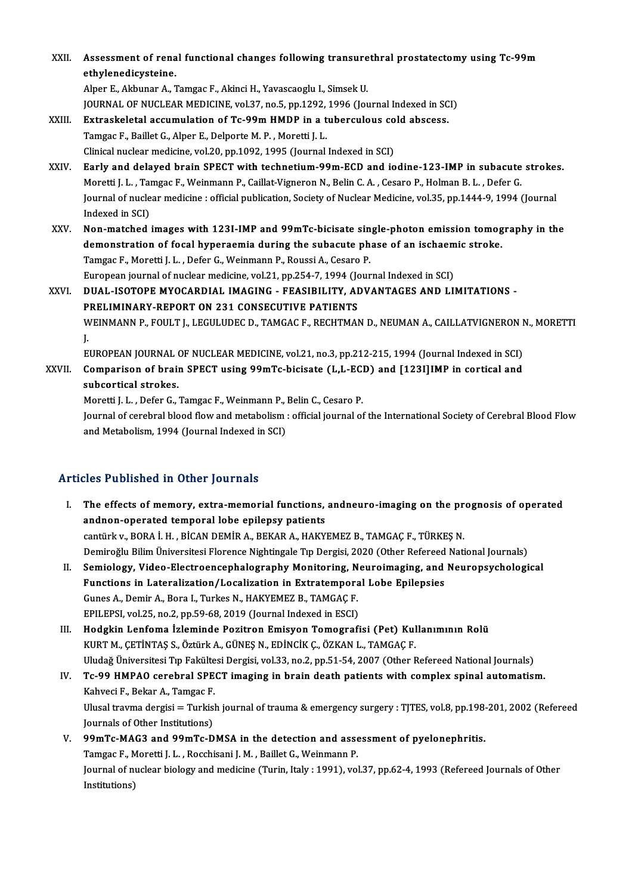XXII. **Assessment of renal functional changes following transurethral prostatectomy using Tc-99m ethylenedicysteine.**
Alper E., Akbunar A., Tamgac F., Akinci H., Yavascaoglu I., Simsek U.
JOURNAL OF NUCLEAR MEDICINE, vol.37, no.5, pp.1292, 1996 (Journal Indexed in SCI)

XXIII. **Extraskeletal accumulation of Tc-99m HMDP in a tuberculous cold abscess.**
Tamgac F., Baillet G., Alper E., Delporte M. P. , Moretti J. L.
Clinical nuclear medicine, vol.20, pp.1092, 1995 (Journal Indexed in SCI)

XXIV. **Early and delayed brain SPECT with technetium-99m-ECD and iodine-123-IMP in subacute strokes.**
Moretti J. L. , Tamgac F., Weinmann P., Caillat-Vigneron N., Belin C. A. , Cesaro P., Holman B. L. , Defer G.
Journal of nuclear medicine : official publication, Society of Nuclear Medicine, vol.35, pp.1444-9, 1994 (Journal Indexed in SCI)

XXV. **Non-matched images with 123I-IMP and 99mTc-bicisate single-photon emission tomography in the demonstration of focal hyperaemia during the subacute phase of an ischaemic stroke.**
Tamgac F., Moretti J. L. , Defer G., Weinmann P., Roussi A., Cesaro P.
European journal of nuclear medicine, vol.21, pp.254-7, 1994 (Journal Indexed in SCI)

XXVI. **DUAL-ISOTOPE MYOCARDIAL IMAGING - FEASIBILITY, ADVANTAGES AND LIMITATIONS - PRELIMINARY-REPORT ON 231 CONSECUTIVE PATIENTS**
WEINMANN P., FOULT J., LEGULUDEC D., TAMGAC F., RECHTMAN D., NEUMAN A., CAILLATVIGNERON N., MORETTI J.
EUROPEAN JOURNAL OF NUCLEAR MEDICINE, vol.21, no.3, pp.212-215, 1994 (Journal Indexed in SCI)

XXVII. **Comparison of brain SPECT using 99mTc-bicisate (L,L-ECD) and [123I]IMP in cortical and subcortical strokes.**
Moretti J. L. , Defer G., Tamgac F., Weinmann P., Belin C., Cesaro P.
Journal of cerebral blood flow and metabolism : official journal of the International Society of Cerebral Blood Flow and Metabolism, 1994 (Journal Indexed in SCI)

## Articles Published in Other Journals

I. **The effects of memory, extra-memorial functions, andneuro-imaging on the prognosis of operated andnon-operated temporal lobe epilepsy patients**
cantürk v., BORA İ. H. , BİCAN DEMİR A., BEKAR A., HAKYEMEZ B., TAMGAÇ F., TÜRKEŞ N.
Demiroğlu Bilim Üniversitesi Florence Nightingale Tıp Dergisi, 2020 (Other Refereed National Journals)

II. **Semiology, Video-Electroencephalography Monitoring, Neuroimaging, and Neuropsychological Functions in Lateralization/Localization in Extratemporal Lobe Epilepsies**
Gunes A., Demir A., Bora I., Turkes N., HAKYEMEZ B., TAMGAÇ F.
EPILEPSI, vol.25, no.2, pp.59-68, 2019 (Journal Indexed in ESCI)

III. **Hodgkin Lenfoma İzleminde Pozitron Emisyon Tomografisi (Pet) Kullanımının Rolü**
KURT M., ÇETİNTAŞ S., Öztürk A., GÜNEŞ N., EDİNCİK Ç., ÖZKAN L., TAMGAÇ F.
Uludağ Üniversitesi Tıp Fakültesi Dergisi, vol.33, no.2, pp.51-54, 2007 (Other Refereed National Journals)

IV. **Tc-99 HMPAO cerebral SPECT imaging in brain death patients with complex spinal automatism.**
Kahveci F., Bekar A., Tamgac F.
Ulusal travma dergisi = Turkish journal of trauma & emergency surgery : TJTES, vol.8, pp.198-201, 2002 (Refereed Journals of Other Institutions)

V. **99mTc-MAG3 and 99mTc-DMSA in the detection and assessment of pyelonephritis.**
Tamgac F., Moretti J. L. , Rocchisani J. M. , Baillet G., Weinmann P.
Journal of nuclear biology and medicine (Turin, Italy : 1991), vol.37, pp.62-4, 1993 (Refereed Journals of Other Institutions)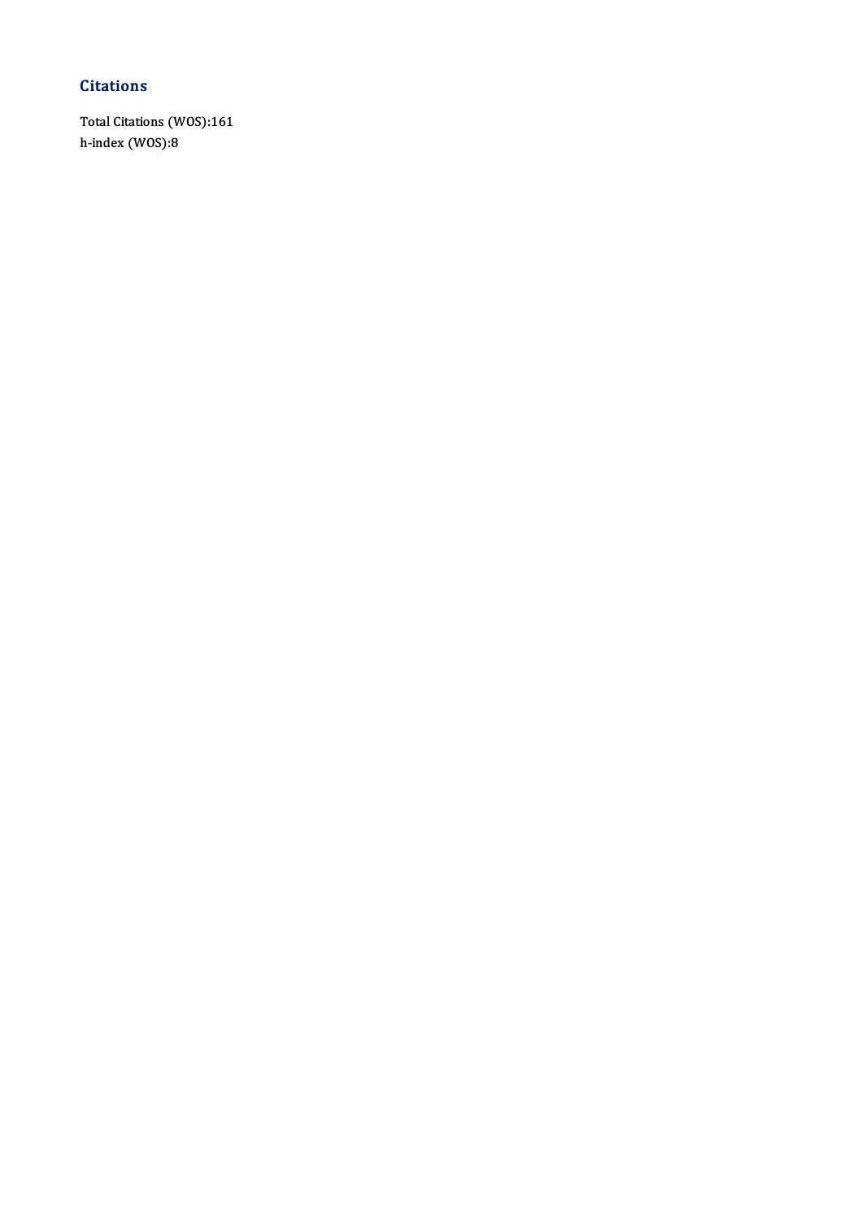## Citations

Total Citations (WOS):161
h-index (WOS):8